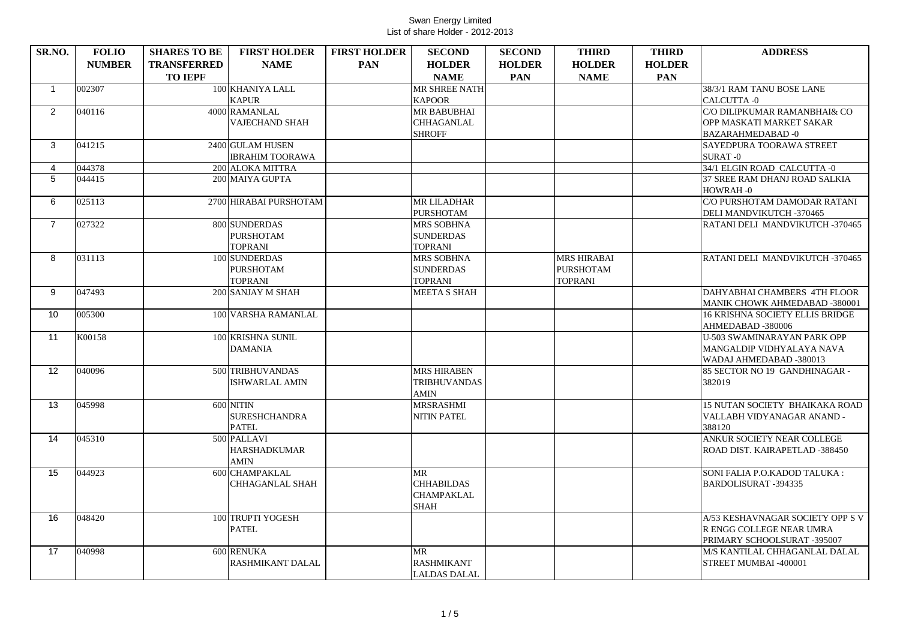# Swan Energy Limited

## List of share Holder - 2012-2013

| SR.NO. | FOLIO NUMBER | SHARES TO BE TRANSFERRED TO IEPF | FIRST HOLDER NAME | FIRST HOLDER PAN | SECOND HOLDER NAME | SECOND HOLDER PAN | THIRD HOLDER NAME | THIRD HOLDER PAN | ADDRESS |
|---|---|---|---|---|---|---|---|---|---|
| 1 | 002307 | 100 | KHANIYA LALL KAPUR | | MR SHREE NATH KAPOOR | | | | 38/3/1 RAM TANU BOSE LANE CALCUTTA -0 |
| 2 | 040116 | 4000 | RAMANLAL VAJECHAND SHAH | | MR BABUBHAI CHHAGANLAL SHROFF | | | | C/O DILIPKUMAR RAMANBHAI& CO OPP MASKATI MARKET SAKAR BAZARAHMEDABAD -0 |
| 3 | 041215 | 2400 | GULAM HUSEN IBRAHIM TOORAWA | | | | | | SAYEDPURA TOORAWA STREET SURAT -0 |
| 4 | 044378 | 200 | ALOKA MITTRA | | | | | | 34/1 ELGIN ROAD CALCUTTA -0 |
| 5 | 044415 | 200 | MAIYA GUPTA | | | | | | 37 SREE RAM DHANJ ROAD SALKIA HOWRAH -0 |
| 6 | 025113 | 2700 | HIRABAI PURSHOTAM | | MR LILADHAR PURSHOTAM | | | | C/O PURSHOTAM DAMODAR RATANI DELI MANDVIKUTCH -370465 |
| 7 | 027322 | 800 | SUNDERDAS PURSHOTAM TOPRANI | | MRS SOBHNA SUNDERDAS TOPRANI | | | | RATANI DELI MANDVIKUTCH -370465 |
| 8 | 031113 | 100 | SUNDERDAS PURSHOTAM TOPRANI | | MRS SOBHNA SUNDERDAS TOPRANI | | MRS HIRABAI PURSHOTAM TOPRANI | | RATANI DELI MANDVIKUTCH -370465 |
| 9 | 047493 | 200 | SANJAY M SHAH | | MEETA S SHAH | | | | DAHYABHAI CHAMBERS 4TH FLOOR MANIK CHOWK AHMEDABAD -380001 |
| 10 | 005300 | 100 | VARSHA RAMANLAL | | | | | | 16 KRISHNA SOCIETY ELLIS BRIDGE AHMEDABAD -380006 |
| 11 | K00158 | 100 | KRISHNA SUNIL DAMANIA | | | | | | U-503 SWAMINARAYAN PARK OPP MANGALDIP VIDHYALAYA NAVA WADAJ AHMEDABAD -380013 |
| 12 | 040096 | 500 | TRIBHUVANDAS ISHWARLAL AMIN | | MRS HIRABEN TRIBHUVANDAS AMIN | | | | 85 SECTOR NO 19 GANDHINAGAR -382019 |
| 13 | 045998 | 600 | NITIN SURESHCHANDRA PATEL | | MRSRASHMI NITIN PATEL | | | | 15 NUTAN SOCIETY BHAIKAKA ROAD VALLABH VIDYANAGAR ANAND -388120 |
| 14 | 045310 | 500 | PALLAVI HARSHADKUMAR AMIN | | | | | | ANKUR SOCIETY NEAR COLLEGE ROAD DIST. KAIRAPETLAD -388450 |
| 15 | 044923 | 600 | CHAMPAKLAL CHHAGANLAL SHAH | | MR CHHABILDAS CHAMPAKLAL SHAH | | | | SONI FALIA P.O.KADOD TALUKA : BARDOLISURAT -394335 |
| 16 | 048420 | 100 | TRUPTI YOGESH PATEL | | | | | | A/53 KESHAVNAGAR SOCIETY OPP S V R ENGG COLLEGE NEAR UMRA PRIMARY SCHOOLSURAT -395007 |
| 17 | 040998 | 600 | RENUKA RASHMIKANT DALAL | | MR RASHMIKANT LALDAS DALAL | | | | M/S KANTILAL CHHAGANLAL DALAL STREET MUMBAI -400001 |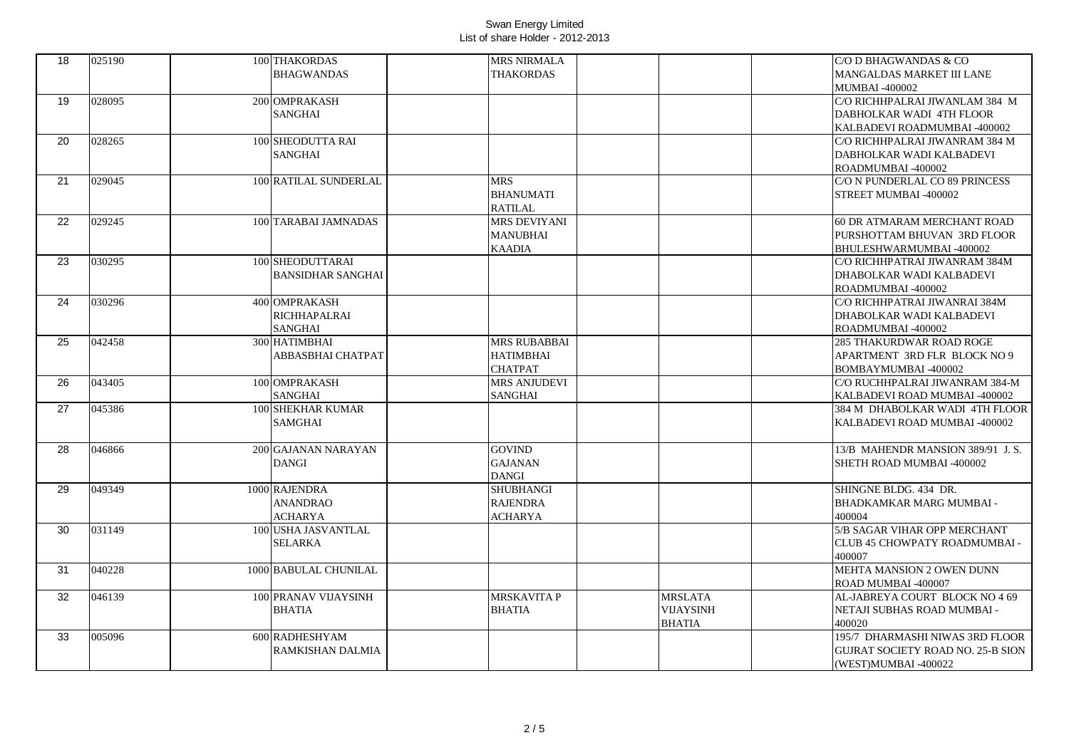# Swan Energy Limited

List of share Holder - 2012-2013

| | | | | | | | | | |
|---|---|---|---|---|---|---|---|---|---|
| 18 | 025190 | 100 | THAKORDAS BHAGWANDAS | | MRS NIRMALA THAKORDAS | | | | C/O D BHAGWANDAS & CO MANGALDAS MARKET III LANE MUMBAI -400002 |
| 19 | 028095 | 200 | OMPRAKASH SANGHAI | | | | | | C/O RICHHPALRAI JIWANLAM 384 M DABHOLKAR WADI 4TH FLOOR KALBADEVI ROADMUMBAI -400002 |
| 20 | 028265 | 100 | SHEODUTTA RAI SANGHAI | | | | | | C/O RICHHPALRAI JIWANRAM 384 M DABHOLKAR WADI KALBADEVI ROADMUMBAI -400002 |
| 21 | 029045 | 100 | RATILAL SUNDERLAL | | MRS BHANUMATI RATILAL | | | | C/O N PUNDERLAL CO 89 PRINCESS STREET MUMBAI -400002 |
| 22 | 029245 | 100 | TARABAI JAMNADAS | | MRS DEVIYANI MANUBHAI KAADIA | | | | 60 DR ATMARAM MERCHANT ROAD PURSHOTTAM BHUVAN 3RD FLOOR BHULESHWARMUMBAI -400002 |
| 23 | 030295 | 100 | SHEODUTTARAI BANSIDHAR SANGHAI | | | | | | C/O RICHHPATRAI JIWANRAM 384M DHABOLKAR WADI KALBADEVI ROADMUMBAI -400002 |
| 24 | 030296 | 400 | OMPRAKASH RICHHAPALRAI SANGHAI | | | | | | C/O RICHHPATRAI JIWANRAI 384M DHABOLKAR WADI KALBADEVI ROADMUMBAI -400002 |
| 25 | 042458 | 300 | HATIMBHAI ABBASBHAI CHATPAT | | MRS RUBABBAI HATIMBHAI CHATPAT | | | | 285 THAKURDWAR ROAD ROGE APARTMENT 3RD FLR BLOCK NO 9 BOMBAYMUMBAI -400002 |
| 26 | 043405 | 100 | OMPRAKASH SANGHAI | | MRS ANJUDEVI SANGHAI | | | | C/O RUCHHPALRAI JIWANRAM 384-M KALBADEVI ROAD MUMBAI -400002 |
| 27 | 045386 | 100 | SHEKHAR KUMAR SAMGHAI | | | | | | 384 M DHABOLKAR WADI 4TH FLOOR KALBADEVI ROAD MUMBAI -400002 |
| 28 | 046866 | 200 | GAJANAN NARAYAN DANGI | | GOVIND GAJANAN DANGI | | | | 13/B MAHENDR MANSION 389/91 J. S. SHETH ROAD MUMBAI -400002 |
| 29 | 049349 | 1000 | RAJENDRA ANANDRAO ACHARYA | | SHUBHANGI RAJENDRA ACHARYA | | | | SHINGNE BLDG. 434 DR. BHADKAMKAR MARG MUMBAI - 400004 |
| 30 | 031149 | 100 | USHA JASVANTLAL SELARKA | | | | | | 5/B SAGAR VIHAR OPP MERCHANT CLUB 45 CHOWPATY ROADMUMBAI - 400007 |
| 31 | 040228 | 1000 | BABULAL CHUNILAL | | | | | | MEHTA MANSION 2 OWEN DUNN ROAD MUMBAI -400007 |
| 32 | 046139 | 100 | PRANAV VIJAYSINH BHATIA | | MRSKAVITA P BHATIA | | MRSLATA VIJAYSINH BHATIA | | AL-JABREYA COURT BLOCK NO 4 69 NETAJI SUBHAS ROAD MUMBAI - 400020 |
| 33 | 005096 | 600 | RADHESHYAM RAMKISHAN DALMIA | | | | | | 195/7 DHARMASHI NIWAS 3RD FLOOR GUJRAT SOCIETY ROAD NO. 25-B SION (WEST)MUMBAI -400022 |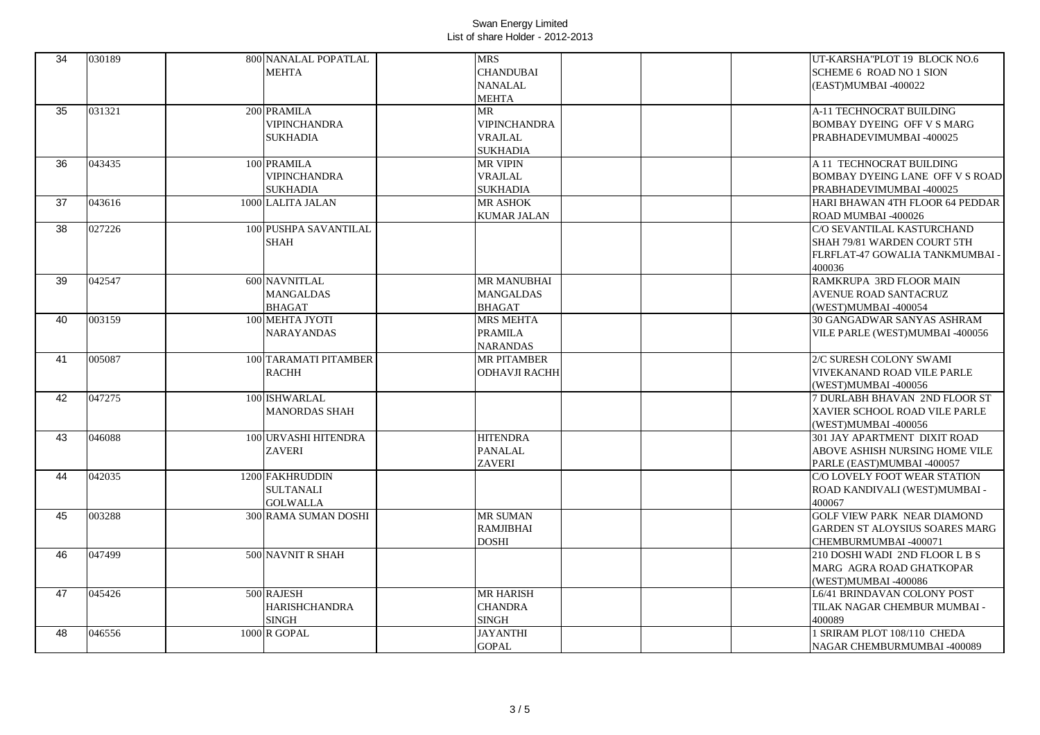Swan Energy Limited
List of share Holder - 2012-2013

| | | | | | | | | | |
|---|---|---|---|---|---|---|---|---|---|
| 34 | 030189 | 800 | NANALAL POPATLAL MEHTA | | MRS CHANDUBAI NANALAL MEHTA | | | | UT-KARSHA"PLOT 19 BLOCK NO.6 SCHEME 6 ROAD NO 1 SION (EAST)MUMBAI -400022 |
| 35 | 031321 | 200 | PRAMILA VIPINCHANDRA SUKHADIA | | MR VIPINCHANDRA VRAJLAL SUKHADIA | | | | A-11 TECHNOCRAT BUILDING BOMBAY DYEING OFF V S MARG PRABHADEVIMUMBAI -400025 |
| 36 | 043435 | 100 | PRAMILA VIPINCHANDRA SUKHADIA | | MR VIPIN VRAJLAL SUKHADIA | | | | A 11 TECHNOCRAT BUILDING BOMBAY DYEING LANE OFF V S ROAD PRABHADEVIMUMBAI -400025 |
| 37 | 043616 | 1000 | LALITA JALAN | | MR ASHOK KUMAR JALAN | | | | HARI BHAWAN 4TH FLOOR 64 PEDDAR ROAD MUMBAI -400026 |
| 38 | 027226 | 100 | PUSHPA SAVANTILAL SHAH | | | | | | C/O SEVANTILAL KASTURCHAND SHAH 79/81 WARDEN COURT 5TH FLRFLAT-47 GOWALIA TANKMUMBAI - 400036 |
| 39 | 042547 | 600 | NAVNITLAL MANGALDAS BHAGAT | | MR MANUBHAI MANGALDAS BHAGAT | | | | RAMKRUPA 3RD FLOOR MAIN AVENUE ROAD SANTACRUZ (WEST)MUMBAI -400054 |
| 40 | 003159 | 100 | MEHTA JYOTI NARAYANDAS | | MRS MEHTA PRAMILA NARANDAS | | | | 30 GANGADWAR SANYAS ASHRAM VILE PARLE (WEST)MUMBAI -400056 |
| 41 | 005087 | 100 | TARAMATI PITAMBER RACHH | | MR PITAMBER ODHAVJI RACHH | | | | 2/C SURESH COLONY SWAMI VIVEKANAND ROAD VILE PARLE (WEST)MUMBAI -400056 |
| 42 | 047275 | 100 | ISHWARLAL MANORDAS SHAH | | | | | | 7 DURLABH BHAVAN 2ND FLOOR ST XAVIER SCHOOL ROAD VILE PARLE (WEST)MUMBAI -400056 |
| 43 | 046088 | 100 | URVASHI HITENDRA ZAVERI | | HITENDRA PANALAL ZAVERI | | | | 301 JAY APARTMENT DIXIT ROAD ABOVE ASHISH NURSING HOME VILE PARLE (EAST)MUMBAI -400057 |
| 44 | 042035 | 1200 | FAKHRUDDIN SULTANALI GOLWALLA | | | | | | C/O LOVELY FOOT WEAR STATION ROAD KANDIVALI (WEST)MUMBAI - 400067 |
| 45 | 003288 | 300 | RAMA SUMAN DOSHI | | MR SUMAN RAMJIBHAI DOSHI | | | | GOLF VIEW PARK NEAR DIAMOND GARDEN ST ALOYSIUS SOARES MARG CHEMBURMUMBAI -400071 |
| 46 | 047499 | 500 | NAVNIT R SHAH | | | | | | 210 DOSHI WADI 2ND FLOOR L B S MARG AGRA ROAD GHATKOPAR (WEST)MUMBAI -400086 |
| 47 | 045426 | 500 | RAJESH HARISHCHANDRA SINGH | | MR HARISH CHANDRA SINGH | | | | L6/41 BRINDAVAN COLONY POST TILAK NAGAR CHEMBUR MUMBAI - 400089 |
| 48 | 046556 | 1000 | R GOPAL | | JAYANTHI GOPAL | | | | 1 SRIRAM PLOT 108/110 CHEDA NAGAR CHEMBURMUMBAI -400089 |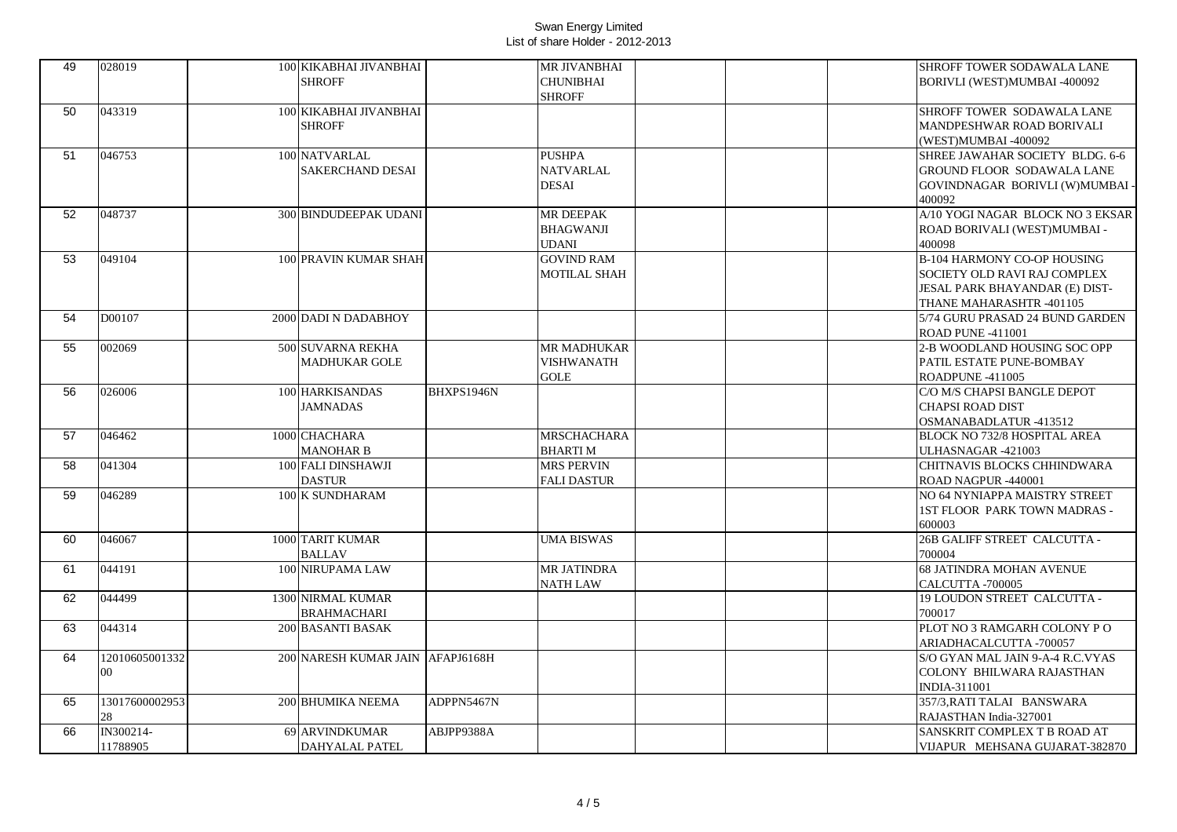Swan Energy Limited
List of share Holder - 2012-2013

| | | | | | | | | | |
|---|---|---|---|---|---|---|---|---|---|
| 49 | 028019 | 100 | KIKABHAI JIVANBHAI SHROFF | | MR JIVANBHAI CHUNIBHAI SHROFF | | | | SHROFF TOWER SODAWALA LANE BORIVLI (WEST)MUMBAI -400092 |
| 50 | 043319 | 100 | KIKABHAI JIVANBHAI SHROFF | | | | | | SHROFF TOWER SODAWALA LANE MANDPESHWAR ROAD BORIVALI (WEST)MUMBAI -400092 |
| 51 | 046753 | 100 | NATVARLAL SAKERCHAND DESAI | | PUSHPA NATVARLAL DESAI | | | | SHREE JAWAHAR SOCIETY BLDG. 6-6 GROUND FLOOR SODAWALA LANE GOVINDNAGAR BORIVLI (W)MUMBAI - 400092 |
| 52 | 048737 | 300 | BINDUDEEPAK UDANI | | MR DEEPAK BHAGWANJI UDANI | | | | A/10 YOGI NAGAR BLOCK NO 3 EKSAR ROAD BORIVALI (WEST)MUMBAI - 400098 |
| 53 | 049104 | 100 | PRAVIN KUMAR SHAH | | GOVIND RAM MOTILAL SHAH | | | | B-104 HARMONY CO-OP HOUSING SOCIETY OLD RAVI RAJ COMPLEX JESAL PARK BHAYANDAR (E) DIST-THANE MAHARASHTR -401105 |
| 54 | D00107 | 2000 | DADI N DADABHOY | | | | | | 5/74 GURU PRASAD 24 BUND GARDEN ROAD PUNE -411001 |
| 55 | 002069 | 500 | SUVARNA REKHA MADHUKAR GOLE | | MR MADHUKAR VISHWANATH GOLE | | | | 2-B WOODLAND HOUSING SOC OPP PATIL ESTATE PUNE-BOMBAY ROADPUNE -411005 |
| 56 | 026006 | 100 | HARKISANDAS JAMNADAS | BHXPS1946N | | | | | C/O M/S CHAPSI BANGLE DEPOT CHAPSI ROAD DIST OSMANABADLATUR -413512 |
| 57 | 046462 | 1000 | CHACHARA MANOHAR B | | MRSCHACHARA BHARTI M | | | | BLOCK NO 732/8 HOSPITAL AREA ULHASNAGAR -421003 |
| 58 | 041304 | 100 | FALI DINSHAWJI DASTUR | | MRS PERVIN FALI DASTUR | | | | CHITNAVIS BLOCKS CHHINDWARA ROAD NAGPUR -440001 |
| 59 | 046289 | 100 | K SUNDHARAM | | | | | | NO 64 NYNIAPPA MAISTRY STREET 1ST FLOOR PARK TOWN MADRAS - 600003 |
| 60 | 046067 | 1000 | TARIT KUMAR BALLAV | | UMA BISWAS | | | | 26B GALIFF STREET CALCUTTA - 700004 |
| 61 | 044191 | 100 | NIRUPAMA LAW | | MR JATINDRA NATH LAW | | | | 68 JATINDRA MOHAN AVENUE CALCUTTA -700005 |
| 62 | 044499 | 1300 | NIRMAL KUMAR BRAHMACHARI | | | | | | 19 LOUDON STREET CALCUTTA - 700017 |
| 63 | 044314 | 200 | BASANTI BASAK | | | | | | PLOT NO 3 RAMGARH COLONY P O ARIADHACALCUTTA -700057 |
| 64 | 1201060500133200 | 200 | NARESH KUMAR JAIN | AFAPJ6168H | | | | | S/O GYAN MAL JAIN 9-A-4 R.C.VYAS COLONY BHILWARA RAJASTHAN INDIA-311001 |
| 65 | 1301760000295328 | 200 | BHUMIKA NEEMA | ADPPN5467N | | | | | 357/3,RATI TALAI BANSWARA RAJASTHAN India-327001 |
| 66 | IN300214-11788905 | 69 | ARVINDKUMAR DAHYALAL PATEL | ABJPP9388A | | | | | SANSKRIT COMPLEX T B ROAD AT VIJAPUR MEHSANA GUJARAT-382870 |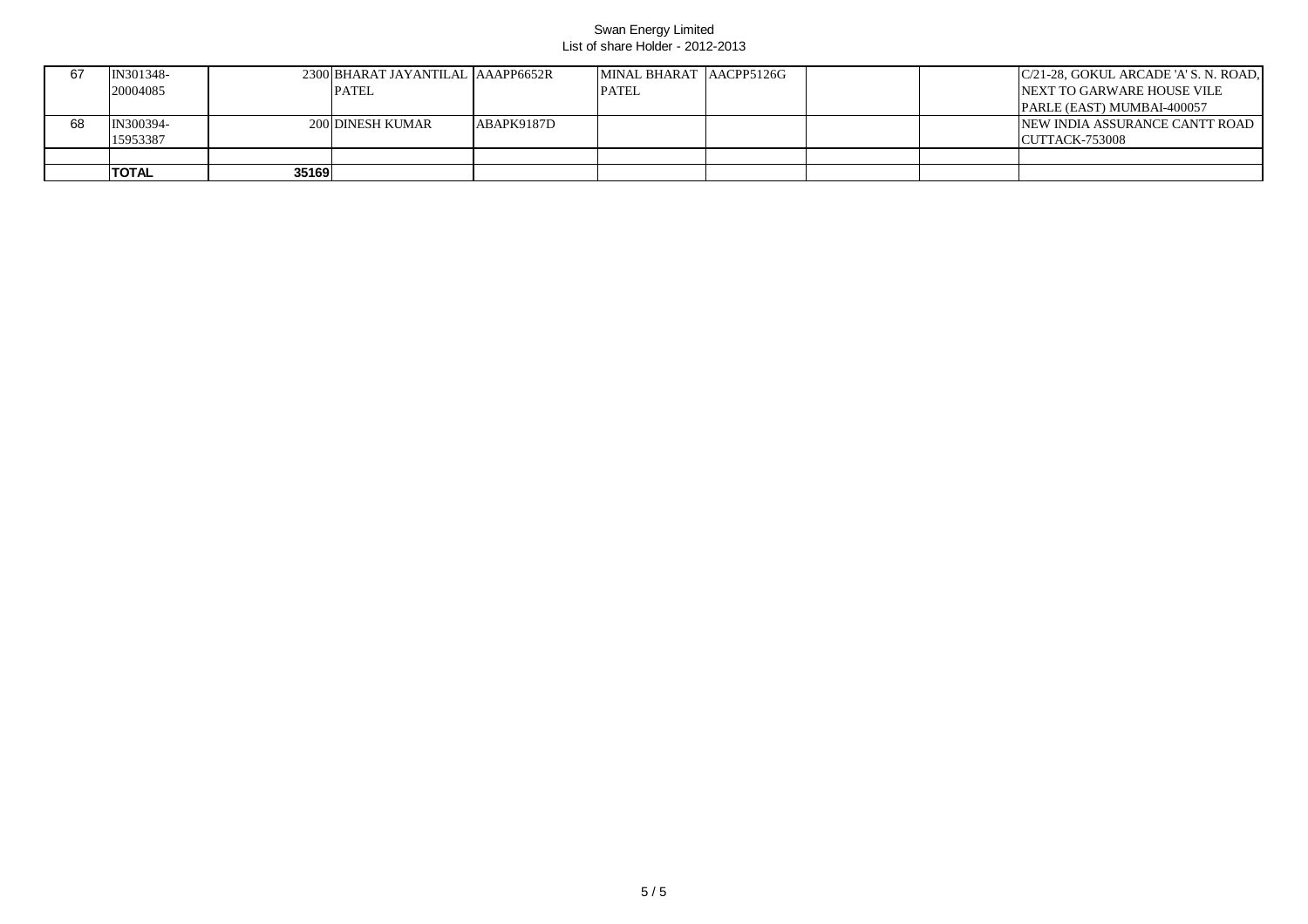Swan Energy Limited
List of share Holder - 2012-2013

| | | | | | | | | | |
|---|---|---|---|---|---|---|---|---|---|
| 67 | IN301348-20004085 | 2300 | BHARAT JAYANTILAL PATEL | AAAPP6652R | MINAL BHARAT PATEL | AACPP5126G | | | C/21-28, GOKUL ARCADE 'A' S. N. ROAD, NEXT TO GARWARE HOUSE VILE PARLE (EAST) MUMBAI-400057 |
| 68 | IN300394-15953387 | 200 | DINESH KUMAR | ABAPK9187D | | | | | NEW INDIA ASSURANCE CANTT ROAD CUTTACK-753008 |
| | | | | | | | | | |
| | **TOTAL** | **35169** | | | | | | | |